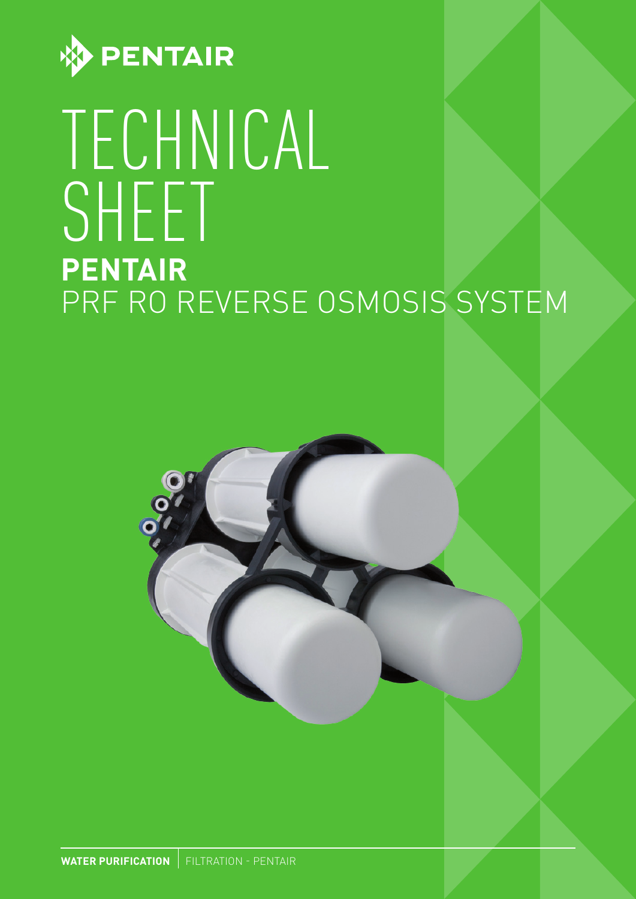PENTAIR

# TECHNICAL SHEET

## PENTAIR
## PRF RO REVERSE OSMOSIS SYSTEM

**WATER PURIFICATION** | FILTRATION - PENTAIR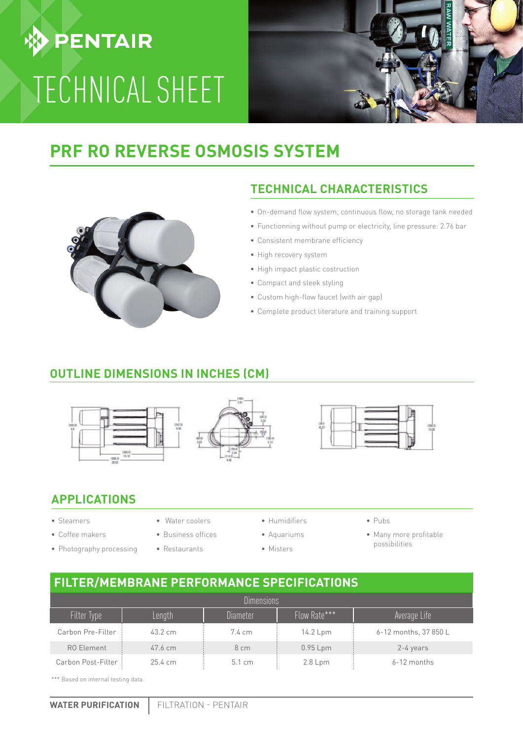# PENTAIR

# TECHNICAL SHEET

## PRF RO REVERSE OSMOSIS SYSTEM

### TECHNICAL CHARACTERISTICS

- On-demand flow system, continuous flow, no storage tank needed
- Functionning without pump or electricity, line pressure: 2.76 bar
- Consistent membrane efficiency
- High recovery system
- High impact plastic costruction
- Compact and sleek styling
- Custom high-flow faucet (with air gap)
- Complete product literature and training support

### OUTLINE DIMENSIONS IN INCHES (CM)

### APPLICATIONS

- Steamers
- Coffee makers
- Photography processing
- Water coolers
- Business offices
- Restaurants
- Humidifiers
- Aquariums
- Misters
- Pubs
- Many more profitable possibilities

### FILTER/MEMBRANE PERFORMANCE SPECIFICATIONS

| Dimensions | | | | |
|---|---|---|---|---|
| Filter Type | Length | Diameter | Flow Rate*** | Average Life |
| Carbon Pre-Filter | 43.2 cm | 7.4 cm | 14.2 Lpm | 6-12 months, 37 850 L |
| RO Element | 47.6 cm | 8 cm | 0.95 Lpm | 2-4 years |
| Carbon Post-Filter | 25.4 cm | 5.1 cm | 2.8 Lpm | 6-12 months |

*** Based on internal testing data.

**WATER PURIFICATION** | FILTRATION - PENTAIR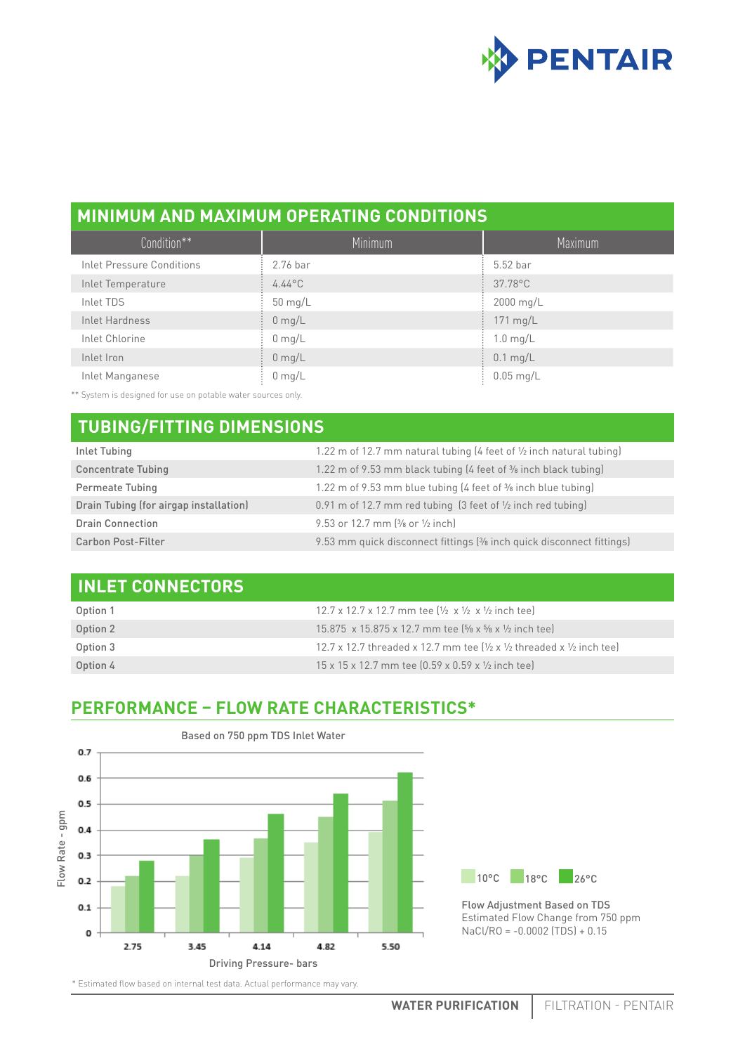## MINIMUM AND MAXIMUM OPERATING CONDITIONS

| Condition** | Minimum | Maximum |
|---|---|---|
| Inlet Pressure Conditions | 2.76 bar | 5.52 bar |
| Inlet Temperature | 4.44°C | 37.78°C |
| Inlet TDS | 50 mg/L | 2000 mg/L |
| Inlet Hardness | 0 mg/L | 171 mg/L |
| Inlet Chlorine | 0 mg/L | 1.0 mg/L |
| Inlet Iron | 0 mg/L | 0.1 mg/L |
| Inlet Manganese | 0 mg/L | 0.05 mg/L |

** System is designed for use on potable water sources only.

## TUBING/FITTING DIMENSIONS

| | |
|---|---|
| Inlet Tubing | 1.22 m of 12.7 mm natural tubing (4 feet of ½ inch natural tubing) |
| Concentrate Tubing | 1.22 m of 9.53 mm black tubing (4 feet of ⅜ inch black tubing) |
| Permeate Tubing | 1.22 m of 9.53 mm blue tubing (4 feet of ⅜ inch blue tubing) |
| Drain Tubing (for airgap installation) | 0.91 m of 12.7 mm red tubing (3 feet of ½ inch red tubing) |
| Drain Connection | 9.53 or 12.7 mm (⅜ or ½ inch) |
| Carbon Post-Filter | 9.53 mm quick disconnect fittings (⅜ inch quick disconnect fittings) |

## INLET CONNECTORS

| | |
|---|---|
| Option 1 | 12.7 x 12.7 x 12.7 mm tee (½ x ½ x ½ inch tee) |
| Option 2 | 15.875 x 15.875 x 12.7 mm tee (⅝ x ⅝ x ½ inch tee) |
| Option 3 | 12.7 x 12.7 threaded x 12.7 mm tee (½ x ½ threaded x ½ inch tee) |
| Option 4 | 15 x 15 x 12.7 mm tee (0.59 x 0.59 x ½ inch tee) |

## PERFORMANCE – FLOW RATE CHARACTERISTICS*

Based on 750 ppm TDS Inlet Water

| Driving Pressure - bars | 10°C (gpm) | 18°C (gpm) | 26°C (gpm) |
|---|---|---|---|
| 2.75 | 0.18 | 0.22 | 0.28 |
| 3.45 | 0.22 | 0.30 | 0.36 |
| 4.14 | 0.29 | 0.37 | 0.46 |
| 4.82 | 0.35 | 0.45 | 0.54 |
| 5.50 | 0.39 | 0.51 | 0.62 |

Flow Adjustment Based on TDS
Estimated Flow Change from 750 ppm
NaCl/RO = -0.0002 (TDS) + 0.15

* Estimated flow based on internal test data. Actual performance may vary.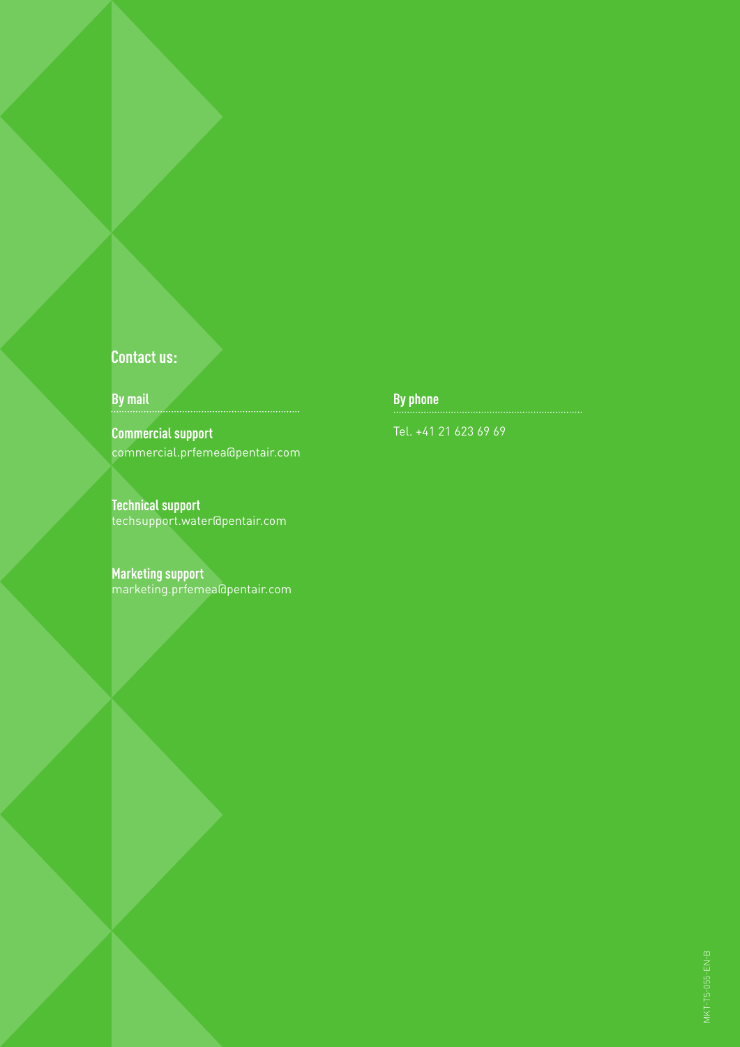## Contact us:

### By mail

**Commercial support**
commercial.prfemea@pentair.com

**Technical support**
techsupport.water@pentair.com

**Marketing support**
marketing.prfemea@pentair.com

### By phone

Tel. +41 21 623 69 69

MKT-TS-055-EN-B